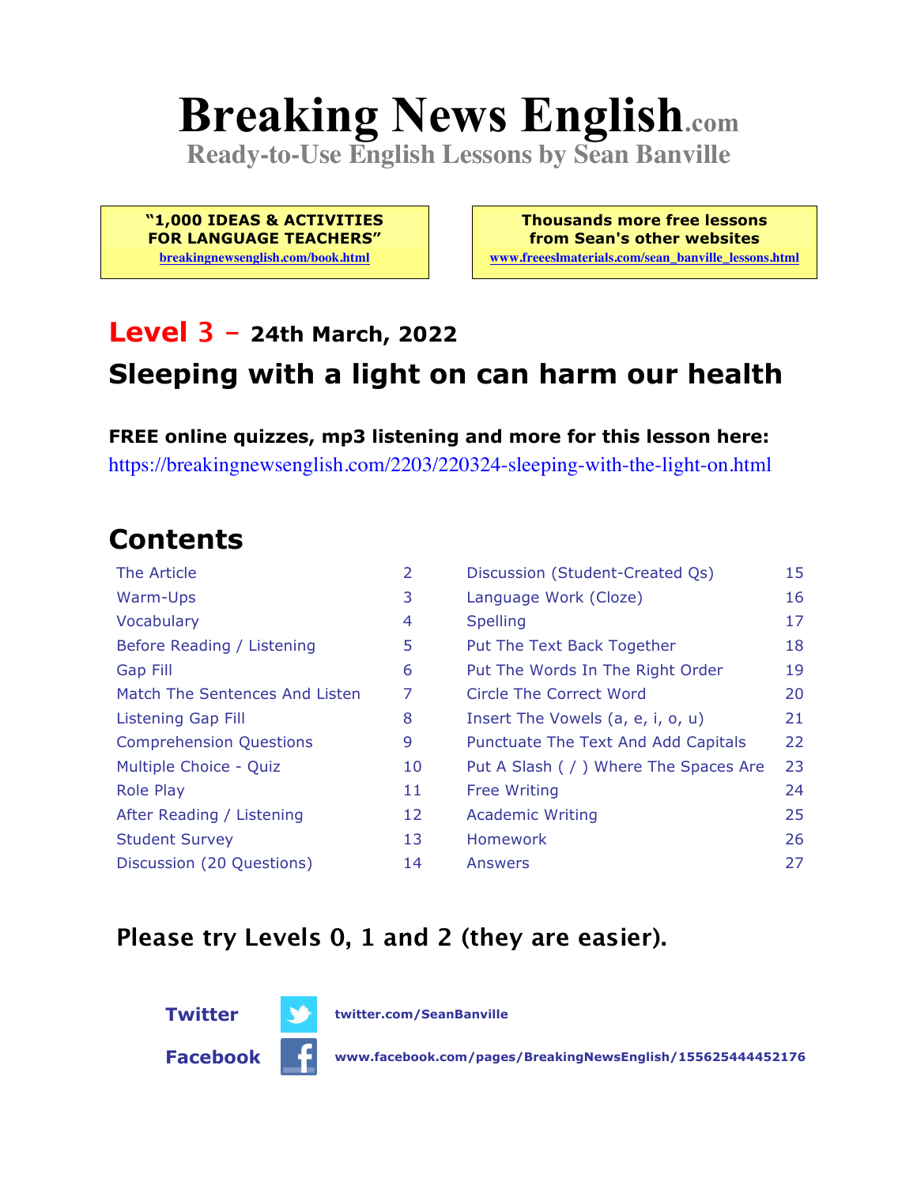# Breaking News English.com

**Ready-to-Use English Lessons by Sean Banville**

**"1,000 IDEAS & ACTIVITIES FOR LANGUAGE TEACHERS"**
breakingnewsenglish.com/book.html

**Thousands more free lessons from Sean's other websites**
www.freeeslmaterials.com/sean_banville_lessons.html

## Level 3 – 24th March, 2022

## Sleeping with a light on can harm our health

**FREE online quizzes, mp3 listening and more for this lesson here:**
https://breakingnewsenglish.com/2203/220324-sleeping-with-the-light-on.html

## Contents

| | | | |
|---|---|---|---|
| The Article | 2 | Discussion (Student-Created Qs) | 15 |
| Warm-Ups | 3 | Language Work (Cloze) | 16 |
| Vocabulary | 4 | Spelling | 17 |
| Before Reading / Listening | 5 | Put The Text Back Together | 18 |
| Gap Fill | 6 | Put The Words In The Right Order | 19 |
| Match The Sentences And Listen | 7 | Circle The Correct Word | 20 |
| Listening Gap Fill | 8 | Insert The Vowels (a, e, i, o, u) | 21 |
| Comprehension Questions | 9 | Punctuate The Text And Add Capitals | 22 |
| Multiple Choice - Quiz | 10 | Put A Slash ( / ) Where The Spaces Are | 23 |
| Role Play | 11 | Free Writing | 24 |
| After Reading / Listening | 12 | Academic Writing | 25 |
| Student Survey | 13 | Homework | 26 |
| Discussion (20 Questions) | 14 | Answers | 27 |

**Please try Levels 0, 1 and 2 (they are easier).**

**Twitter** twitter.com/SeanBanville

**Facebook** www.facebook.com/pages/BreakingNewsEnglish/155625444452176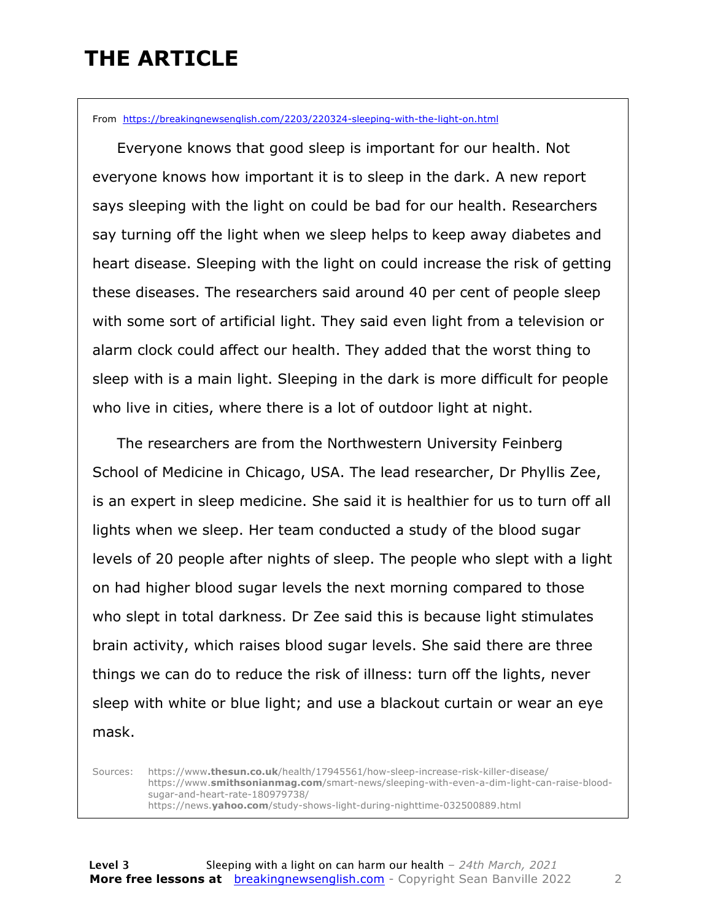# THE ARTICLE

From https://breakingnewsenglish.com/2203/220324-sleeping-with-the-light-on.html

Everyone knows that good sleep is important for our health. Not everyone knows how important it is to sleep in the dark. A new report says sleeping with the light on could be bad for our health. Researchers say turning off the light when we sleep helps to keep away diabetes and heart disease. Sleeping with the light on could increase the risk of getting these diseases. The researchers said around 40 per cent of people sleep with some sort of artificial light. They said even light from a television or alarm clock could affect our health. They added that the worst thing to sleep with is a main light. Sleeping in the dark is more difficult for people who live in cities, where there is a lot of outdoor light at night.

The researchers are from the Northwestern University Feinberg School of Medicine in Chicago, USA. The lead researcher, Dr Phyllis Zee, is an expert in sleep medicine. She said it is healthier for us to turn off all lights when we sleep. Her team conducted a study of the blood sugar levels of 20 people after nights of sleep. The people who slept with a light on had higher blood sugar levels the next morning compared to those who slept in total darkness. Dr Zee said this is because light stimulates brain activity, which raises blood sugar levels. She said there are three things we can do to reduce the risk of illness: turn off the lights, never sleep with white or blue light; and use a blackout curtain or wear an eye mask.

Sources:
https://www.thesun.co.uk/health/17945561/how-sleep-increase-risk-killer-disease/
https://www.smithsonianmag.com/smart-news/sleeping-with-even-a-dim-light-can-raise-blood-sugar-and-heart-rate-180979738/
https://news.yahoo.com/study-shows-light-during-nighttime-032500889.html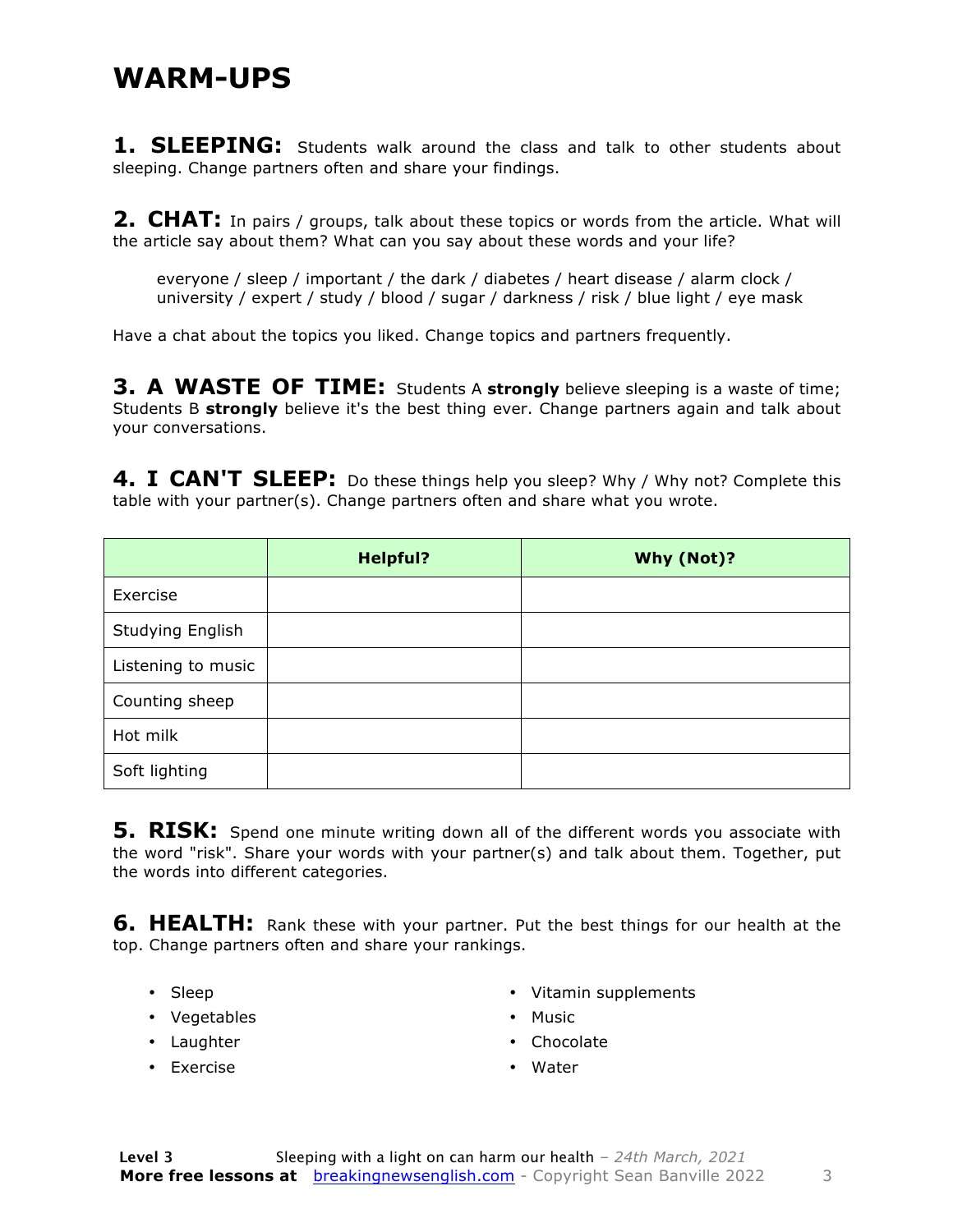# WARM-UPS

**1. SLEEPING:** Students walk around the class and talk to other students about sleeping. Change partners often and share your findings.

**2. CHAT:** In pairs / groups, talk about these topics or words from the article. What will the article say about them? What can you say about these words and your life?

> everyone / sleep / important / the dark / diabetes / heart disease / alarm clock / university / expert / study / blood / sugar / darkness / risk / blue light / eye mask

Have a chat about the topics you liked. Change topics and partners frequently.

**3. A WASTE OF TIME:** Students A **strongly** believe sleeping is a waste of time; Students B **strongly** believe it's the best thing ever. Change partners again and talk about your conversations.

**4. I CAN'T SLEEP:** Do these things help you sleep? Why / Why not? Complete this table with your partner(s). Change partners often and share what you wrote.

| | Helpful? | Why (Not)? |
|---|---|---|
| Exercise | | |
| Studying English | | |
| Listening to music | | |
| Counting sheep | | |
| Hot milk | | |
| Soft lighting | | |

**5. RISK:** Spend one minute writing down all of the different words you associate with the word "risk". Share your words with your partner(s) and talk about them. Together, put the words into different categories.

**6. HEALTH:** Rank these with your partner. Put the best things for our health at the top. Change partners often and share your rankings.

- Sleep
- Vegetables
- Laughter
- Exercise
- Vitamin supplements
- Music
- Chocolate
- Water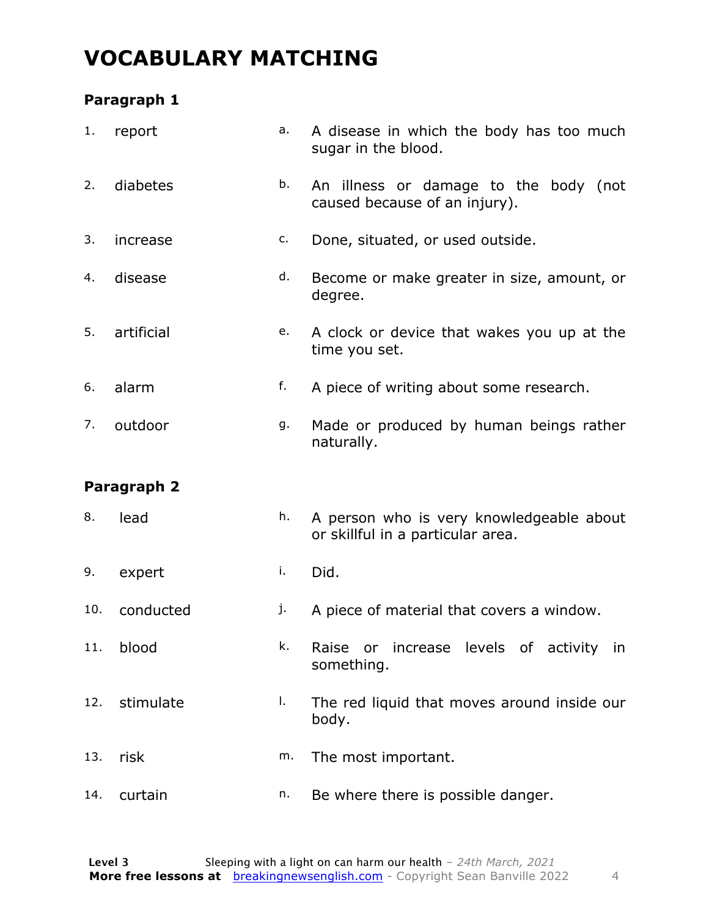# VOCABULARY MATCHING

### Paragraph 1

| | | | |
|---|---|---|---|
| 1. | report | a. | A disease in which the body has too much sugar in the blood. |
| 2. | diabetes | b. | An illness or damage to the body (not caused because of an injury). |
| 3. | increase | c. | Done, situated, or used outside. |
| 4. | disease | d. | Become or make greater in size, amount, or degree. |
| 5. | artificial | e. | A clock or device that wakes you up at the time you set. |
| 6. | alarm | f. | A piece of writing about some research. |
| 7. | outdoor | g. | Made or produced by human beings rather naturally. |

### Paragraph 2

| | | | |
|---|---|---|---|
| 8. | lead | h. | A person who is very knowledgeable about or skillful in a particular area. |
| 9. | expert | i. | Did. |
| 10. | conducted | j. | A piece of material that covers a window. |
| 11. | blood | k. | Raise or increase levels of activity in something. |
| 12. | stimulate | l. | The red liquid that moves around inside our body. |
| 13. | risk | m. | The most important. |
| 14. | curtain | n. | Be where there is possible danger. |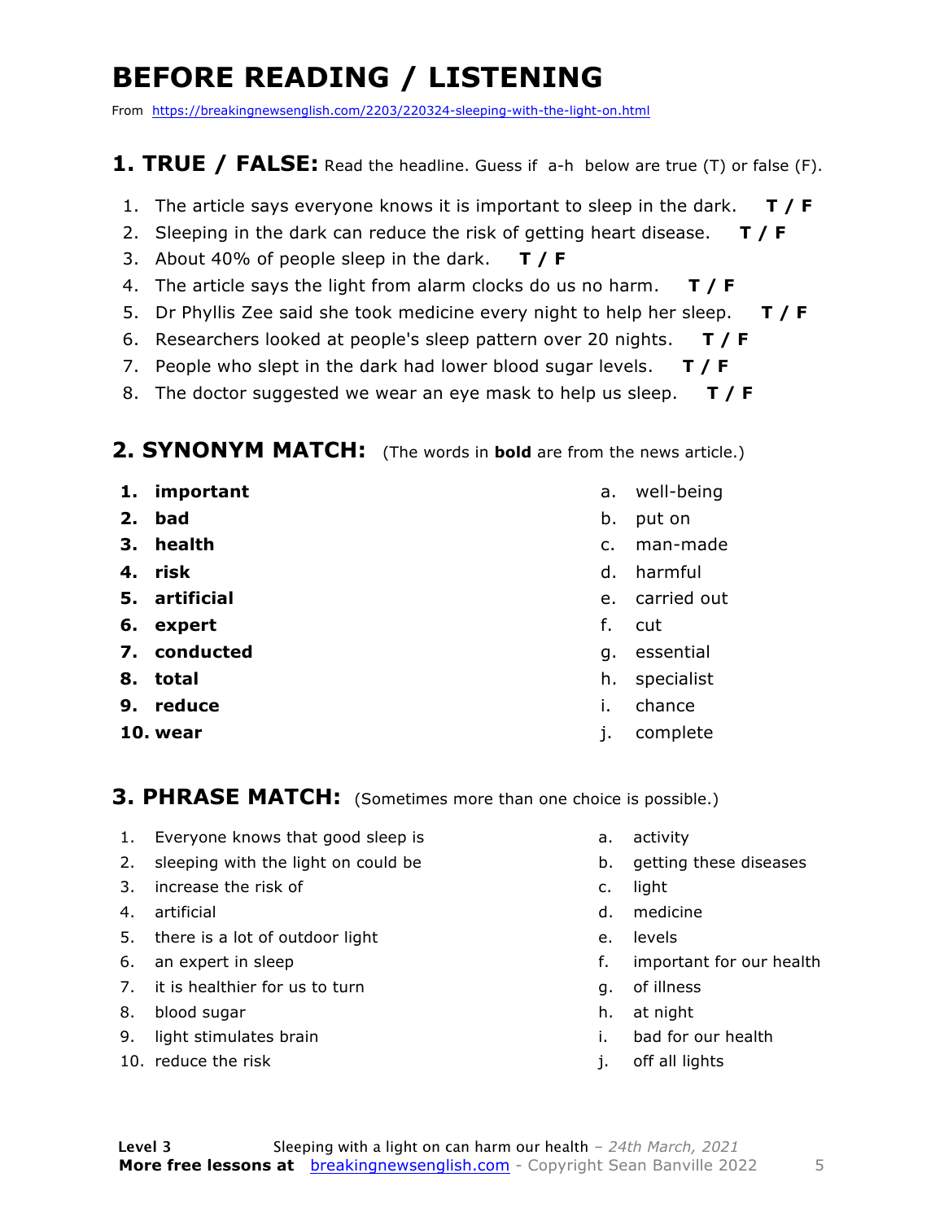# BEFORE READING / LISTENING

From https://breakingnewsenglish.com/2203/220324-sleeping-with-the-light-on.html

## 1. TRUE / FALSE: Read the headline. Guess if a-h below are true (T) or false (F).

1. The article says everyone knows it is important to sleep in the dark. **T / F**
2. Sleeping in the dark can reduce the risk of getting heart disease. **T / F**
3. About 40% of people sleep in the dark. **T / F**
4. The article says the light from alarm clocks do us no harm. **T / F**
5. Dr Phyllis Zee said she took medicine every night to help her sleep. **T / F**
6. Researchers looked at people's sleep pattern over 20 nights. **T / F**
7. People who slept in the dark had lower blood sugar levels. **T / F**
8. The doctor suggested we wear an eye mask to help us sleep. **T / F**

## 2. SYNONYM MATCH: (The words in **bold** are from the news article.)

1. **important**
2. **bad**
3. **health**
4. **risk**
5. **artificial**
6. **expert**
7. **conducted**
8. **total**
9. **reduce**
10. **wear**

a. well-being
b. put on
c. man-made
d. harmful
e. carried out
f. cut
g. essential
h. specialist
i. chance
j. complete

## 3. PHRASE MATCH: (Sometimes more than one choice is possible.)

1. Everyone knows that good sleep is
2. sleeping with the light on could be
3. increase the risk of
4. artificial
5. there is a lot of outdoor light
6. an expert in sleep
7. it is healthier for us to turn
8. blood sugar
9. light stimulates brain
10. reduce the risk

a. activity
b. getting these diseases
c. light
d. medicine
e. levels
f. important for our health
g. of illness
h. at night
i. bad for our health
j. off all lights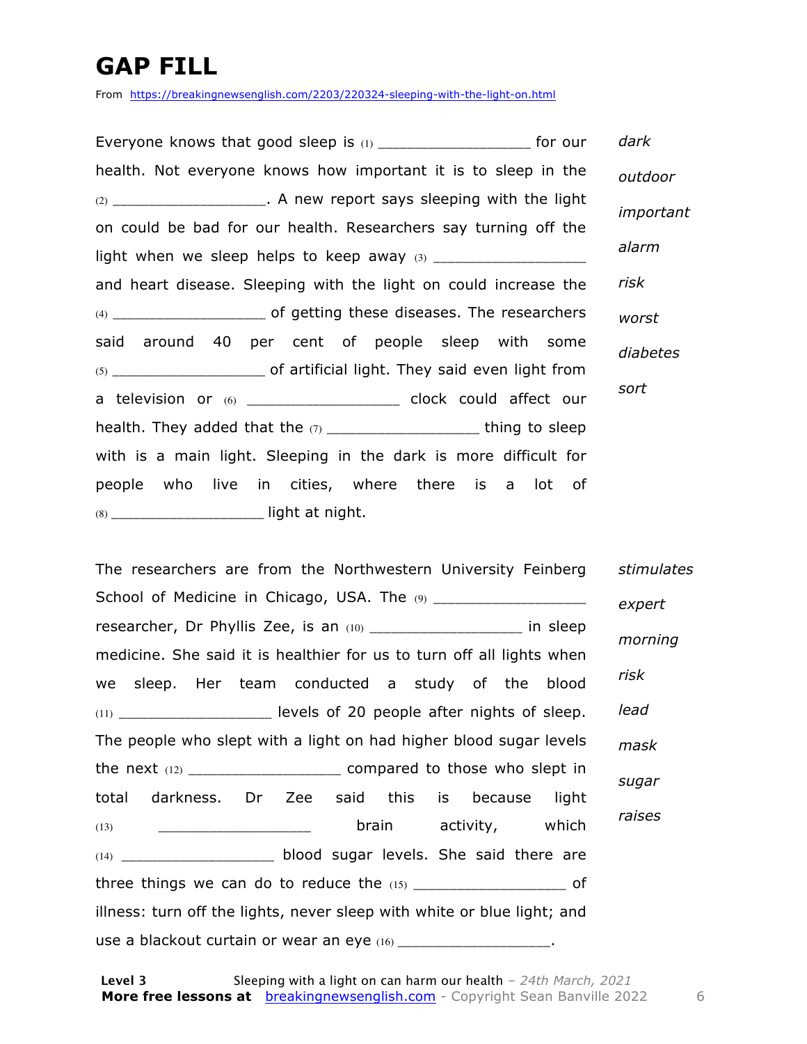# GAP FILL

From https://breakingnewsenglish.com/2203/220324-sleeping-with-the-light-on.html

Everyone knows that good sleep is (1) __________________ for our health. Not everyone knows how important it is to sleep in the (2) __________________. A new report says sleeping with the light on could be bad for our health. Researchers say turning off the light when we sleep helps to keep away (3) __________________ and heart disease. Sleeping with the light on could increase the (4) __________________ of getting these diseases. The researchers said around 40 per cent of people sleep with some (5) __________________ of artificial light. They said even light from a television or (6) __________________ clock could affect our health. They added that the (7) __________________ thing to sleep with is a main light. Sleeping in the dark is more difficult for people who live in cities, where there is a lot of (8) __________________ light at night.

*dark*
*outdoor*
*important*
*alarm*
*risk*
*worst*
*diabetes*
*sort*

The researchers are from the Northwestern University Feinberg School of Medicine in Chicago, USA. The (9) __________________ researcher, Dr Phyllis Zee, is an (10) __________________ in sleep medicine. She said it is healthier for us to turn off all lights when we sleep. Her team conducted a study of the blood (11) __________________ levels of 20 people after nights of sleep. The people who slept with a light on had higher blood sugar levels the next (12) __________________ compared to those who slept in total darkness. Dr Zee said this is because light (13) __________________ brain activity, which (14) __________________ blood sugar levels. She said there are three things we can do to reduce the (15) __________________ of illness: turn off the lights, never sleep with white or blue light; and use a blackout curtain or wear an eye (16) __________________.

*stimulates*
*expert*
*morning*
*risk*
*lead*
*mask*
*sugar*
*raises*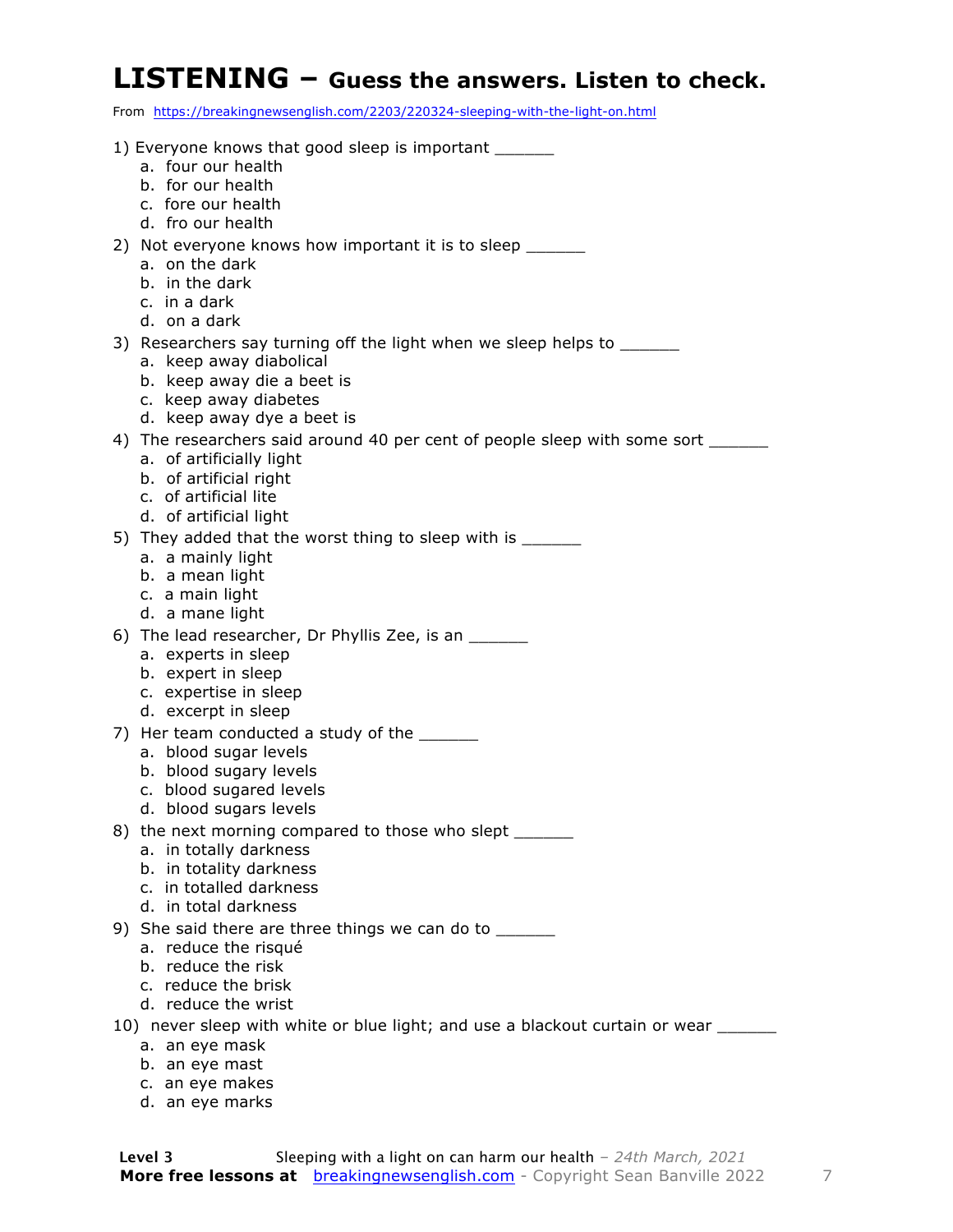# LISTENING – Guess the answers. Listen to check.

From https://breakingnewsenglish.com/2203/220324-sleeping-with-the-light-on.html

1) Everyone knows that good sleep is important ______
   a. four our health
   b. for our health
   c. fore our health
   d. fro our health

2) Not everyone knows how important it is to sleep ______
   a. on the dark
   b. in the dark
   c. in a dark
   d. on a dark

3) Researchers say turning off the light when we sleep helps to ______
   a. keep away diabolical
   b. keep away die a beet is
   c. keep away diabetes
   d. keep away dye a beet is

4) The researchers said around 40 per cent of people sleep with some sort ______
   a. of artificially light
   b. of artificial right
   c. of artificial lite
   d. of artificial light

5) They added that the worst thing to sleep with is ______
   a. a mainly light
   b. a mean light
   c. a main light
   d. a mane light

6) The lead researcher, Dr Phyllis Zee, is an ______
   a. experts in sleep
   b. expert in sleep
   c. expertise in sleep
   d. excerpt in sleep

7) Her team conducted a study of the ______
   a. blood sugar levels
   b. blood sugary levels
   c. blood sugared levels
   d. blood sugars levels

8) the next morning compared to those who slept ______
   a. in totally darkness
   b. in totality darkness
   c. in totalled darkness
   d. in total darkness

9) She said there are three things we can do to ______
   a. reduce the risqué
   b. reduce the risk
   c. reduce the brisk
   d. reduce the wrist

10) never sleep with white or blue light; and use a blackout curtain or wear ______
   a. an eye mask
   b. an eye mast
   c. an eye makes
   d. an eye marks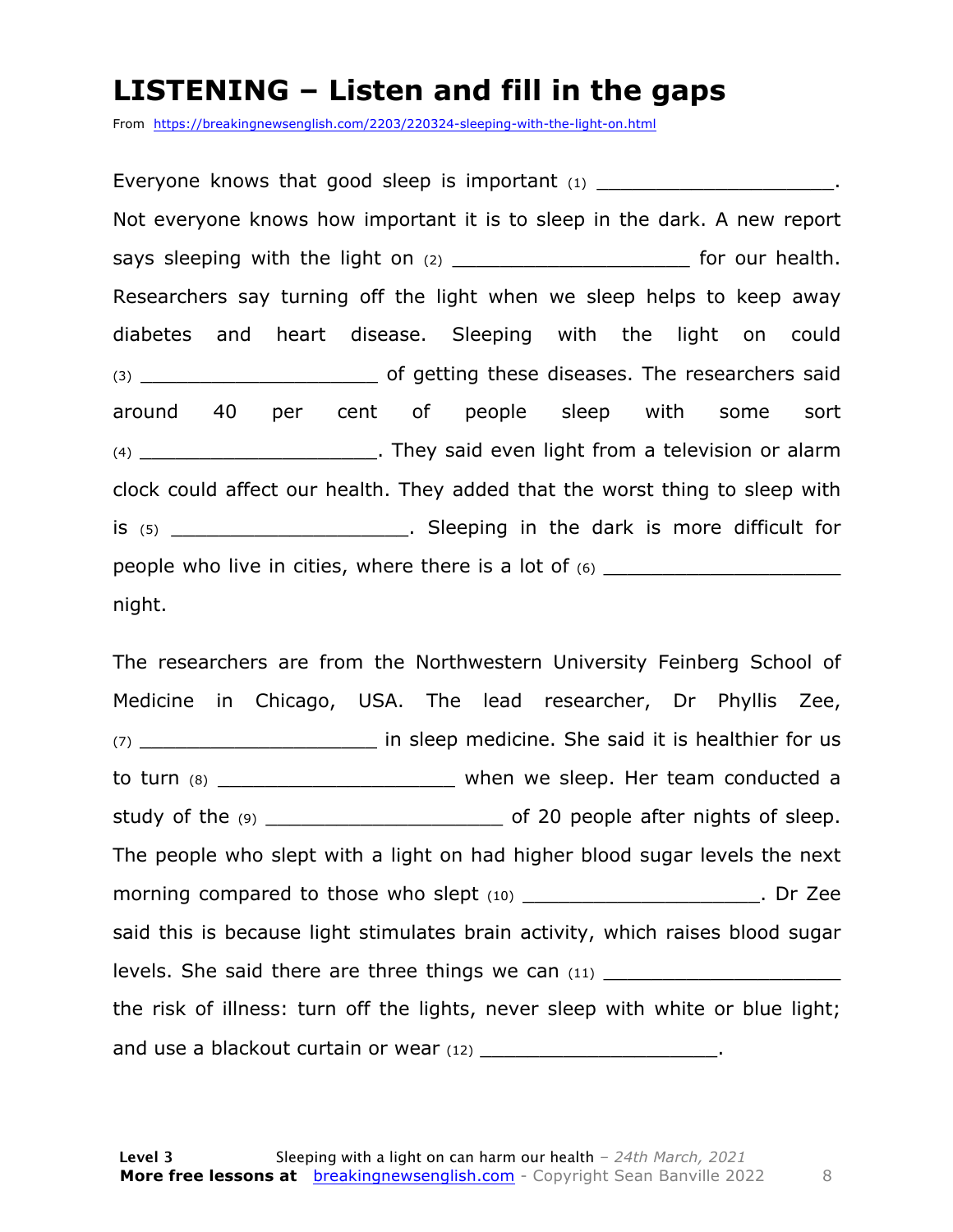# LISTENING – Listen and fill in the gaps

From https://breakingnewsenglish.com/2203/220324-sleeping-with-the-light-on.html

Everyone knows that good sleep is important (1) ____________________. Not everyone knows how important it is to sleep in the dark. A new report says sleeping with the light on (2) ____________________ for our health. Researchers say turning off the light when we sleep helps to keep away diabetes and heart disease. Sleeping with the light on could (3) ____________________ of getting these diseases. The researchers said around 40 per cent of people sleep with some sort (4) ____________________. They said even light from a television or alarm clock could affect our health. They added that the worst thing to sleep with is (5) ____________________. Sleeping in the dark is more difficult for people who live in cities, where there is a lot of (6) ____________________ night.

The researchers are from the Northwestern University Feinberg School of Medicine in Chicago, USA. The lead researcher, Dr Phyllis Zee, (7) ____________________ in sleep medicine. She said it is healthier for us to turn (8) ____________________ when we sleep. Her team conducted a study of the (9) ____________________ of 20 people after nights of sleep. The people who slept with a light on had higher blood sugar levels the next morning compared to those who slept (10) ____________________. Dr Zee said this is because light stimulates brain activity, which raises blood sugar levels. She said there are three things we can (11) ____________________ the risk of illness: turn off the lights, never sleep with white or blue light; and use a blackout curtain or wear (12) ____________________.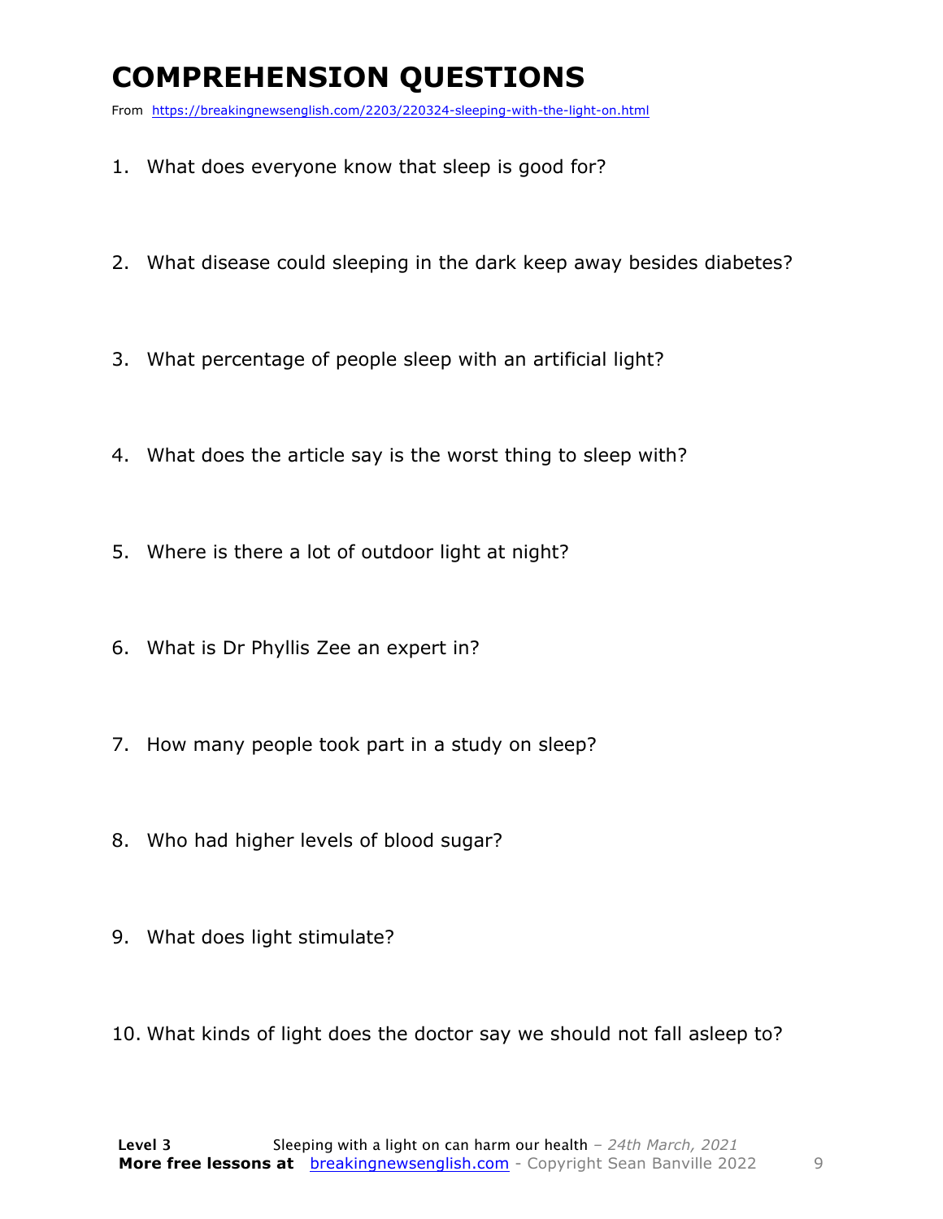# COMPREHENSION QUESTIONS

From https://breakingnewsenglish.com/2203/220324-sleeping-with-the-light-on.html

1. What does everyone know that sleep is good for?
2. What disease could sleeping in the dark keep away besides diabetes?
3. What percentage of people sleep with an artificial light?
4. What does the article say is the worst thing to sleep with?
5. Where is there a lot of outdoor light at night?
6. What is Dr Phyllis Zee an expert in?
7. How many people took part in a study on sleep?
8. Who had higher levels of blood sugar?
9. What does light stimulate?
10. What kinds of light does the doctor say we should not fall asleep to?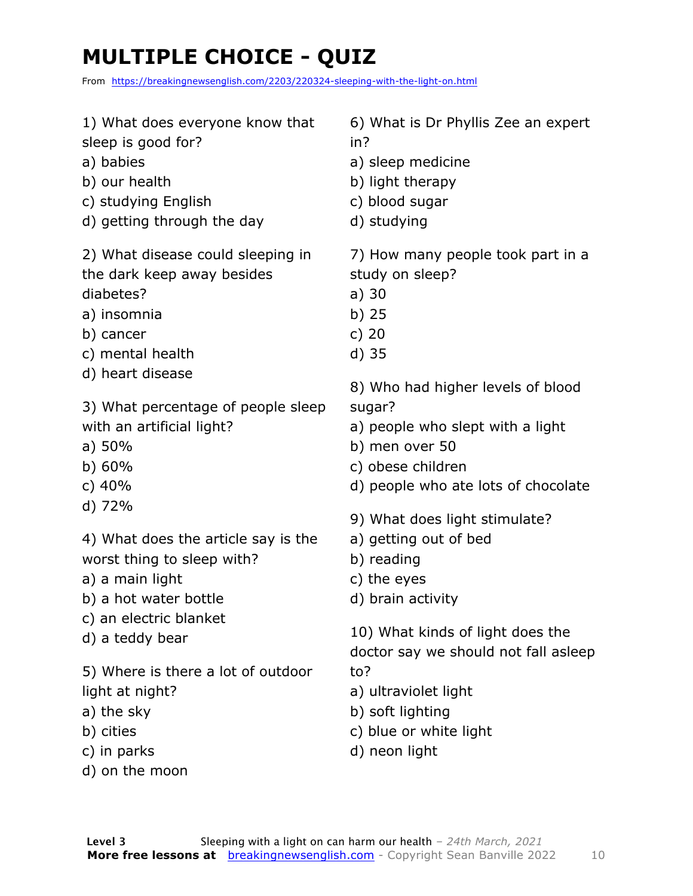# MULTIPLE CHOICE - QUIZ

From https://breakingnewsenglish.com/2203/220324-sleeping-with-the-light-on.html

1) What does everyone know that sleep is good for?
a) babies
b) our health
c) studying English
d) getting through the day

2) What disease could sleeping in the dark keep away besides diabetes?
a) insomnia
b) cancer
c) mental health
d) heart disease

3) What percentage of people sleep with an artificial light?
a) 50%
b) 60%
c) 40%
d) 72%

4) What does the article say is the worst thing to sleep with?
a) a main light
b) a hot water bottle
c) an electric blanket
d) a teddy bear

5) Where is there a lot of outdoor light at night?
a) the sky
b) cities
c) in parks
d) on the moon

6) What is Dr Phyllis Zee an expert in?
a) sleep medicine
b) light therapy
c) blood sugar
d) studying

7) How many people took part in a study on sleep?
a) 30
b) 25
c) 20
d) 35

8) Who had higher levels of blood sugar?
a) people who slept with a light
b) men over 50
c) obese children
d) people who ate lots of chocolate

9) What does light stimulate?
a) getting out of bed
b) reading
c) the eyes
d) brain activity

10) What kinds of light does the doctor say we should not fall asleep to?
a) ultraviolet light
b) soft lighting
c) blue or white light
d) neon light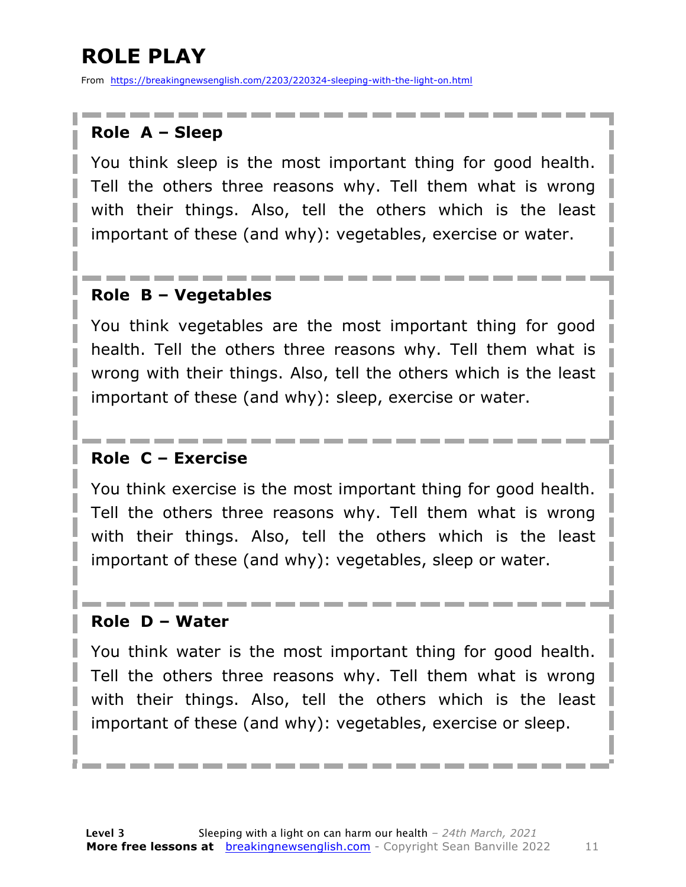# ROLE PLAY

From https://breakingnewsenglish.com/2203/220324-sleeping-with-the-light-on.html

### Role A – Sleep

You think sleep is the most important thing for good health. Tell the others three reasons why. Tell them what is wrong with their things. Also, tell the others which is the least important of these (and why): vegetables, exercise or water.

### Role B – Vegetables

You think vegetables are the most important thing for good health. Tell the others three reasons why. Tell them what is wrong with their things. Also, tell the others which is the least important of these (and why): sleep, exercise or water.

### Role C – Exercise

You think exercise is the most important thing for good health. Tell the others three reasons why. Tell them what is wrong with their things. Also, tell the others which is the least important of these (and why): vegetables, sleep or water.

### Role D – Water

You think water is the most important thing for good health. Tell the others three reasons why. Tell them what is wrong with their things. Also, tell the others which is the least important of these (and why): vegetables, exercise or sleep.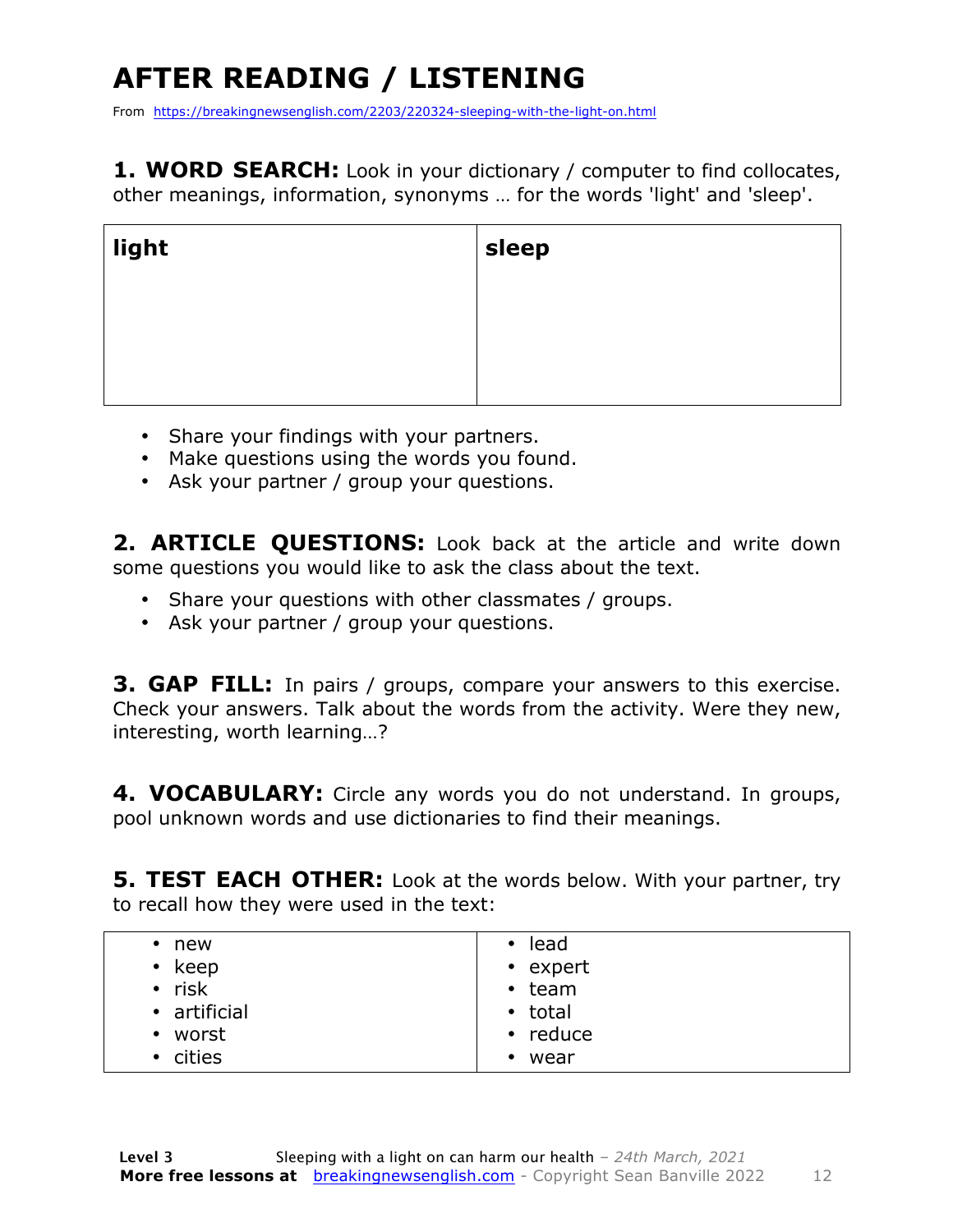# AFTER READING / LISTENING

From https://breakingnewsenglish.com/2203/220324-sleeping-with-the-light-on.html

**1. WORD SEARCH:** Look in your dictionary / computer to find collocates, other meanings, information, synonyms … for the words 'light' and 'sleep'.

| **light** | **sleep** |
|---|---|
| | |

- Share your findings with your partners.
- Make questions using the words you found.
- Ask your partner / group your questions.

**2. ARTICLE QUESTIONS:** Look back at the article and write down some questions you would like to ask the class about the text.

- Share your questions with other classmates / groups.
- Ask your partner / group your questions.

**3. GAP FILL:** In pairs / groups, compare your answers to this exercise. Check your answers. Talk about the words from the activity. Were they new, interesting, worth learning…?

**4. VOCABULARY:** Circle any words you do not understand. In groups, pool unknown words and use dictionaries to find their meanings.

**5. TEST EACH OTHER:** Look at the words below. With your partner, try to recall how they were used in the text:

| | |
|---|---|
| • new<br>• keep<br>• risk<br>• artificial<br>• worst<br>• cities | • lead<br>• expert<br>• team<br>• total<br>• reduce<br>• wear |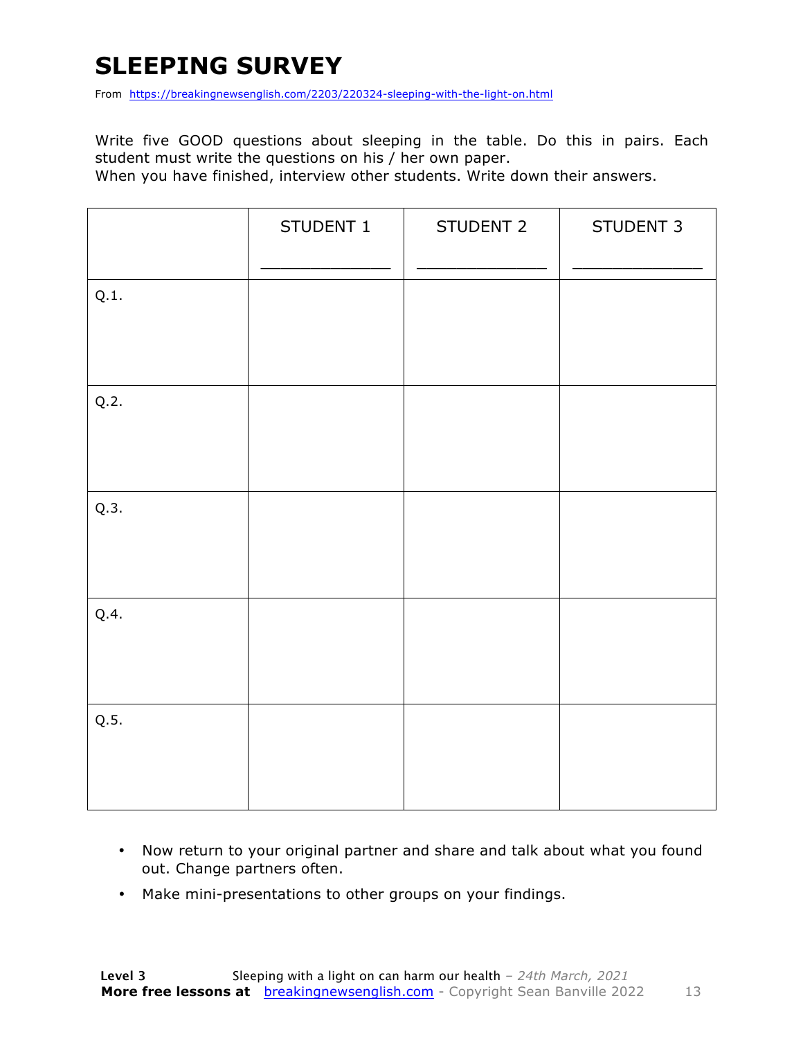# SLEEPING SURVEY

From https://breakingnewsenglish.com/2203/220324-sleeping-with-the-light-on.html

Write five GOOD questions about sleeping in the table. Do this in pairs. Each student must write the questions on his / her own paper.
When you have finished, interview other students. Write down their answers.

| | STUDENT 1 ______________ | STUDENT 2 ______________ | STUDENT 3 ______________ |
|---|---|---|---|
| Q.1. | | | |
| Q.2. | | | |
| Q.3. | | | |
| Q.4. | | | |
| Q.5. | | | |

- Now return to your original partner and share and talk about what you found out. Change partners often.
- Make mini-presentations to other groups on your findings.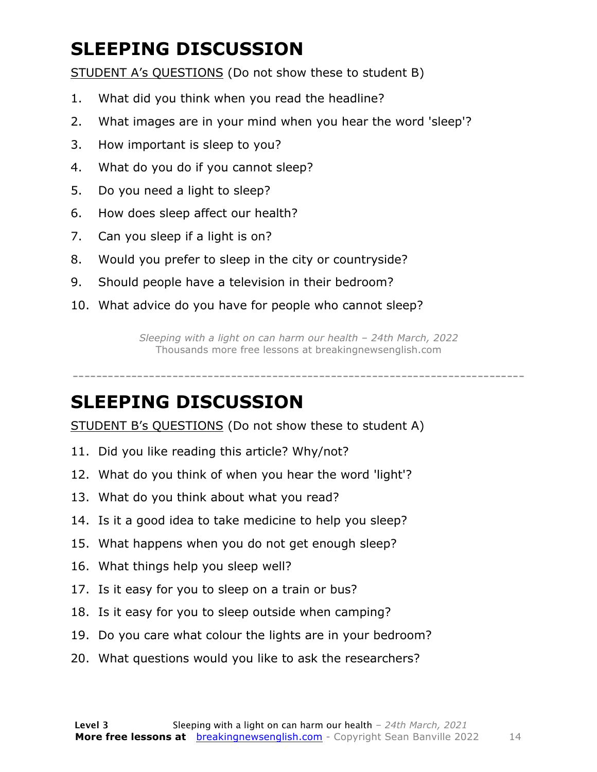# SLEEPING DISCUSSION

STUDENT A's QUESTIONS (Do not show these to student B)

1. What did you think when you read the headline?
2. What images are in your mind when you hear the word 'sleep'?
3. How important is sleep to you?
4. What do you do if you cannot sleep?
5. Do you need a light to sleep?
6. How does sleep affect our health?
7. Can you sleep if a light is on?
8. Would you prefer to sleep in the city or countryside?
9. Should people have a television in their bedroom?
10. What advice do you have for people who cannot sleep?

*Sleeping with a light on can harm our health – 24th March, 2022*
Thousands more free lessons at breakingnewsenglish.com

---

# SLEEPING DISCUSSION

STUDENT B's QUESTIONS (Do not show these to student A)

11. Did you like reading this article? Why/not?
12. What do you think of when you hear the word 'light'?
13. What do you think about what you read?
14. Is it a good idea to take medicine to help you sleep?
15. What happens when you do not get enough sleep?
16. What things help you sleep well?
17. Is it easy for you to sleep on a train or bus?
18. Is it easy for you to sleep outside when camping?
19. Do you care what colour the lights are in your bedroom?
20. What questions would you like to ask the researchers?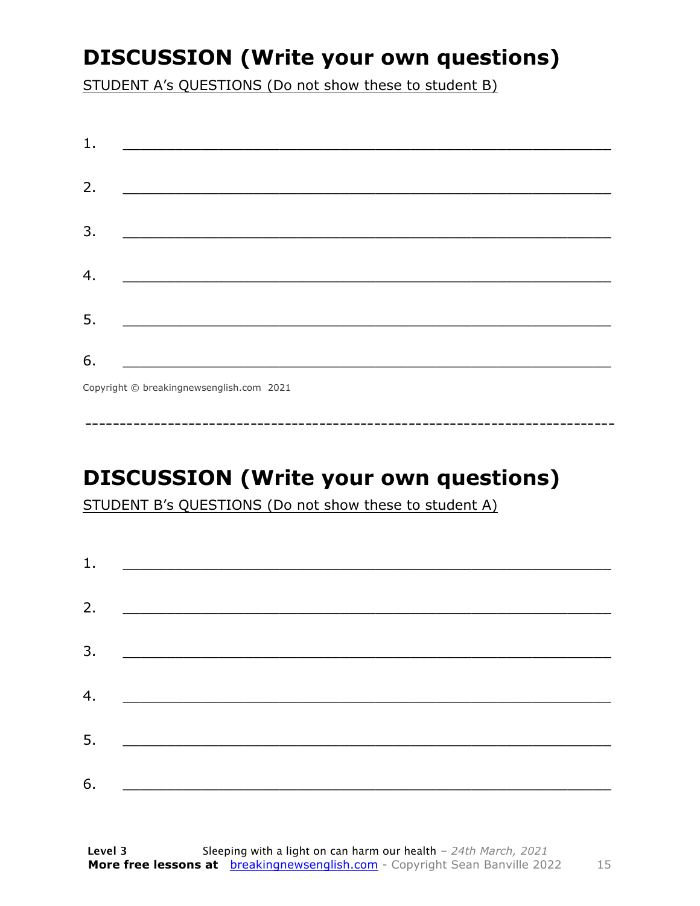# DISCUSSION (Write your own questions)

STUDENT A's QUESTIONS (Do not show these to student B)

1. ___________________________________________________________

2. ___________________________________________________________

3. ___________________________________________________________

4. ___________________________________________________________

5. ___________________________________________________________

6. ___________________________________________________________

Copyright © breakingnewsenglish.com 2021

---

# DISCUSSION (Write your own questions)

STUDENT B's QUESTIONS (Do not show these to student A)

1. ___________________________________________________________

2. ___________________________________________________________

3. ___________________________________________________________

4. ___________________________________________________________

5. ___________________________________________________________

6. ___________________________________________________________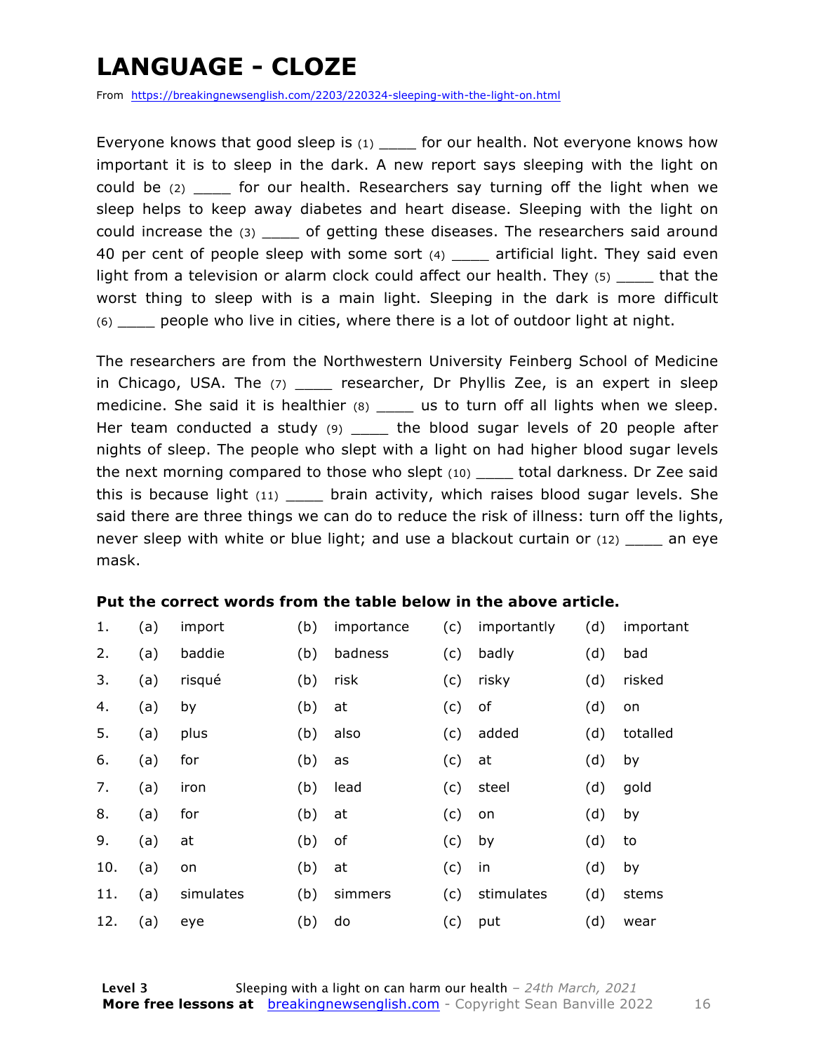# LANGUAGE - CLOZE

From https://breakingnewsenglish.com/2203/220324-sleeping-with-the-light-on.html

Everyone knows that good sleep is (1) ____ for our health. Not everyone knows how important it is to sleep in the dark. A new report says sleeping with the light on could be (2) ____ for our health. Researchers say turning off the light when we sleep helps to keep away diabetes and heart disease. Sleeping with the light on could increase the (3) ____ of getting these diseases. The researchers said around 40 per cent of people sleep with some sort (4) ____ artificial light. They said even light from a television or alarm clock could affect our health. They (5) ____ that the worst thing to sleep with is a main light. Sleeping in the dark is more difficult (6) ____ people who live in cities, where there is a lot of outdoor light at night.

The researchers are from the Northwestern University Feinberg School of Medicine in Chicago, USA. The (7) ____ researcher, Dr Phyllis Zee, is an expert in sleep medicine. She said it is healthier (8) ____ us to turn off all lights when we sleep. Her team conducted a study (9) ____ the blood sugar levels of 20 people after nights of sleep. The people who slept with a light on had higher blood sugar levels the next morning compared to those who slept (10) ____ total darkness. Dr Zee said this is because light (11) ____ brain activity, which raises blood sugar levels. She said there are three things we can do to reduce the risk of illness: turn off the lights, never sleep with white or blue light; and use a blackout curtain or (12) ____ an eye mask.

**Put the correct words from the table below in the above article.**

| | | | | | | | | |
|---|---|---|---|---|---|---|---|---|
| 1. | (a) | import | (b) | importance | (c) | importantly | (d) | important |
| 2. | (a) | baddie | (b) | badness | (c) | badly | (d) | bad |
| 3. | (a) | risqué | (b) | risk | (c) | risky | (d) | risked |
| 4. | (a) | by | (b) | at | (c) | of | (d) | on |
| 5. | (a) | plus | (b) | also | (c) | added | (d) | totalled |
| 6. | (a) | for | (b) | as | (c) | at | (d) | by |
| 7. | (a) | iron | (b) | lead | (c) | steel | (d) | gold |
| 8. | (a) | for | (b) | at | (c) | on | (d) | by |
| 9. | (a) | at | (b) | of | (c) | by | (d) | to |
| 10. | (a) | on | (b) | at | (c) | in | (d) | by |
| 11. | (a) | simulates | (b) | simmers | (c) | stimulates | (d) | stems |
| 12. | (a) | eye | (b) | do | (c) | put | (d) | wear |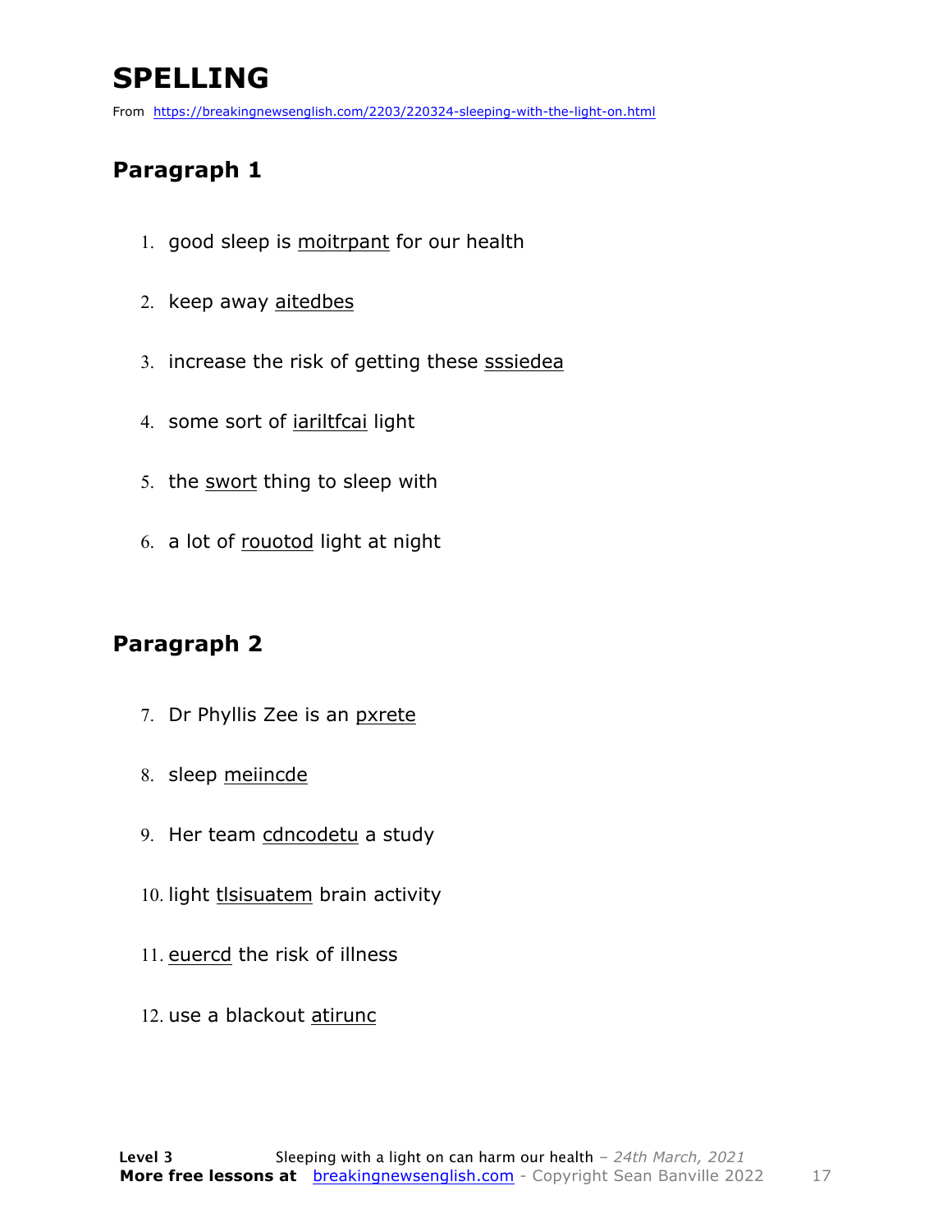# SPELLING

From https://breakingnewsenglish.com/2203/220324-sleeping-with-the-light-on.html

## Paragraph 1

1. good sleep is moitrpant for our health
2. keep away aitedbes
3. increase the risk of getting these sssiedea
4. some sort of iariltfcai light
5. the swort thing to sleep with
6. a lot of rouotod light at night

## Paragraph 2

7. Dr Phyllis Zee is an pxrete
8. sleep meiincde
9. Her team cdncodetu a study
10. light tlsisuatem brain activity
11. euercd the risk of illness
12. use a blackout atirunc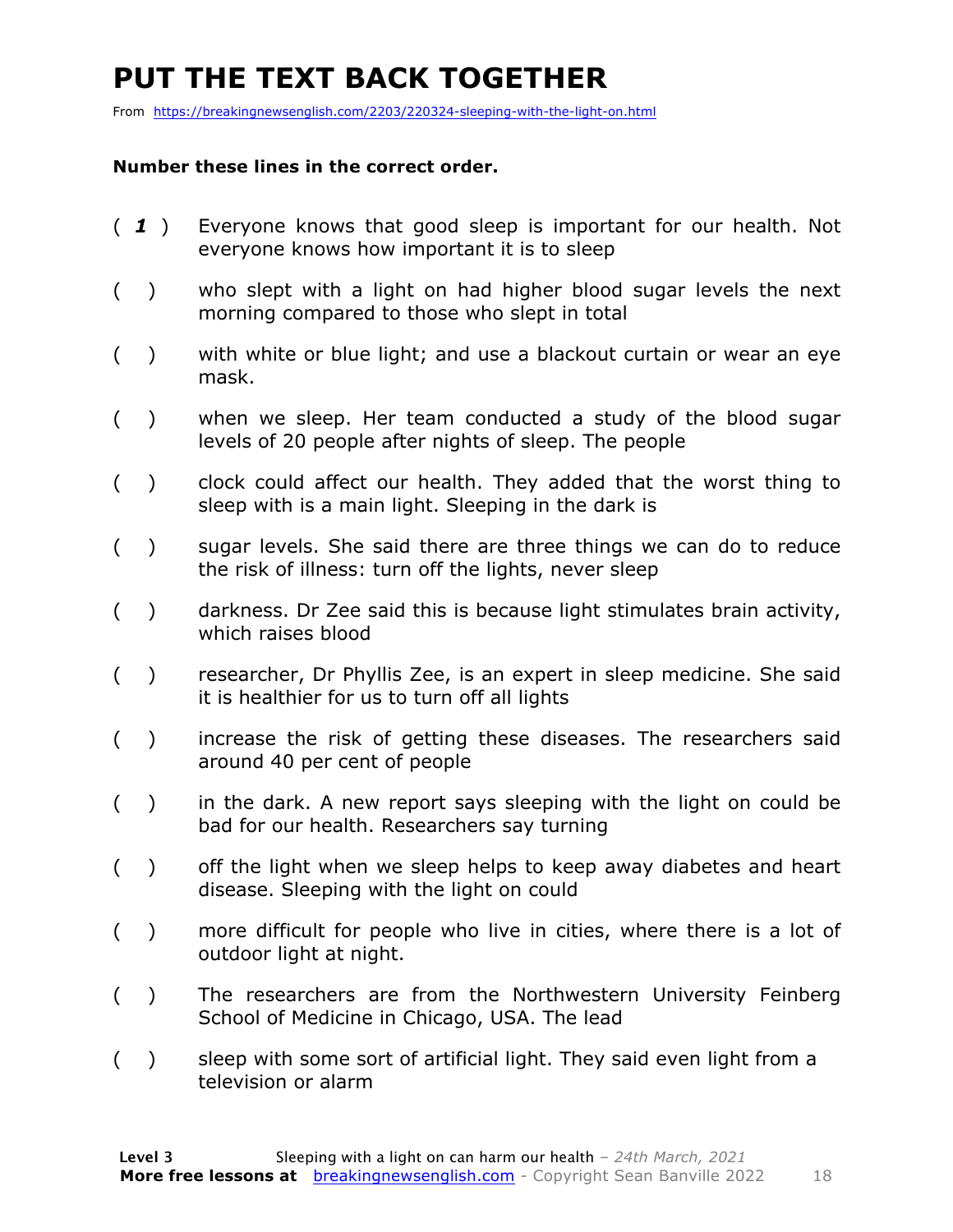# PUT THE TEXT BACK TOGETHER

From https://breakingnewsenglish.com/2203/220324-sleeping-with-the-light-on.html

**Number these lines in the correct order.**

( ***1*** ) Everyone knows that good sleep is important for our health. Not everyone knows how important it is to sleep

(   ) who slept with a light on had higher blood sugar levels the next morning compared to those who slept in total

(   ) with white or blue light; and use a blackout curtain or wear an eye mask.

(   ) when we sleep. Her team conducted a study of the blood sugar levels of 20 people after nights of sleep. The people

(   ) clock could affect our health. They added that the worst thing to sleep with is a main light. Sleeping in the dark is

(   ) sugar levels. She said there are three things we can do to reduce the risk of illness: turn off the lights, never sleep

(   ) darkness. Dr Zee said this is because light stimulates brain activity, which raises blood

(   ) researcher, Dr Phyllis Zee, is an expert in sleep medicine. She said it is healthier for us to turn off all lights

(   ) increase the risk of getting these diseases. The researchers said around 40 per cent of people

(   ) in the dark. A new report says sleeping with the light on could be bad for our health. Researchers say turning

(   ) off the light when we sleep helps to keep away diabetes and heart disease. Sleeping with the light on could

(   ) more difficult for people who live in cities, where there is a lot of outdoor light at night.

(   ) The researchers are from the Northwestern University Feinberg School of Medicine in Chicago, USA. The lead

(   ) sleep with some sort of artificial light. They said even light from a television or alarm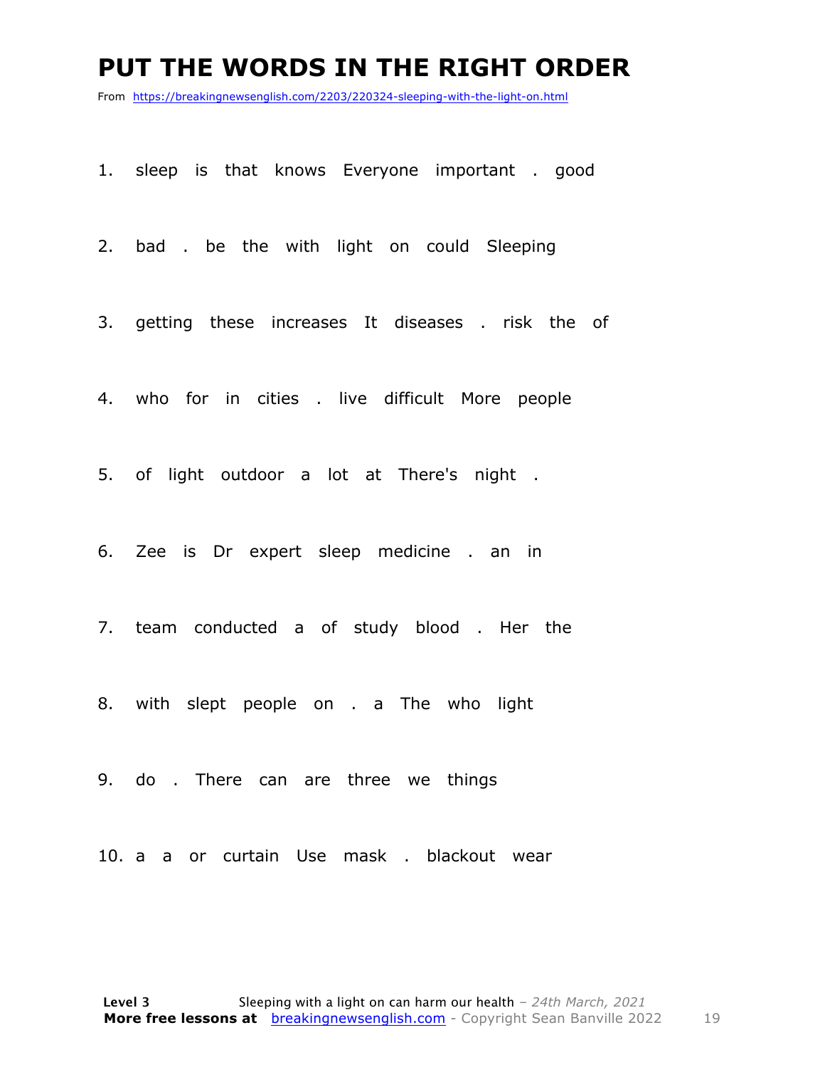# PUT THE WORDS IN THE RIGHT ORDER

From https://breakingnewsenglish.com/2203/220324-sleeping-with-the-light-on.html

1. sleep is that knows Everyone important . good

2. bad . be the with light on could Sleeping

3. getting these increases It diseases . risk the of

4. who for in cities . live difficult More people

5. of light outdoor a lot at There's night .

6. Zee is Dr expert sleep medicine . an in

7. team conducted a of study blood . Her the

8. with slept people on . a The who light

9. do . There can are three we things

10. a a or curtain Use mask . blackout wear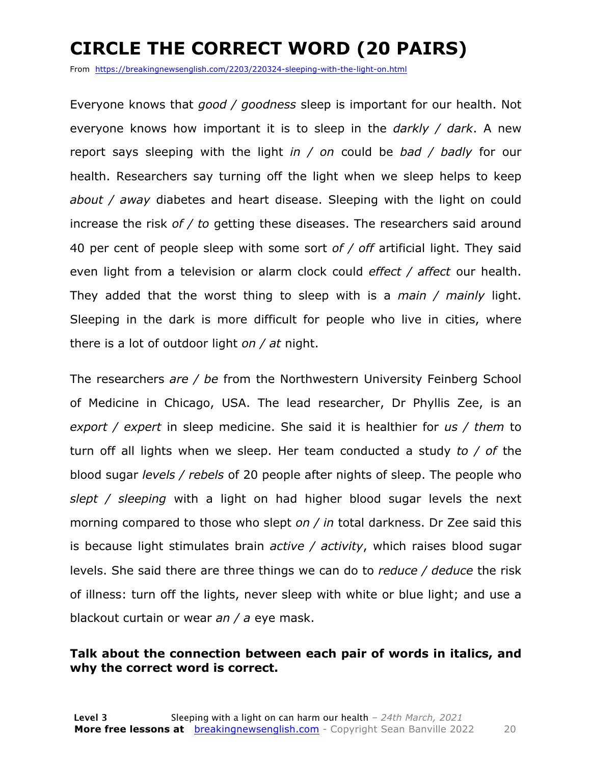# CIRCLE THE CORRECT WORD (20 PAIRS)

From https://breakingnewsenglish.com/2203/220324-sleeping-with-the-light-on.html

Everyone knows that *good / goodness* sleep is important for our health. Not everyone knows how important it is to sleep in the *darkly / dark*. A new report says sleeping with the light *in / on* could be *bad / badly* for our health. Researchers say turning off the light when we sleep helps to keep *about / away* diabetes and heart disease. Sleeping with the light on could increase the risk *of / to* getting these diseases. The researchers said around 40 per cent of people sleep with some sort *of / off* artificial light. They said even light from a television or alarm clock could *effect / affect* our health. They added that the worst thing to sleep with is a *main / mainly* light. Sleeping in the dark is more difficult for people who live in cities, where there is a lot of outdoor light *on / at* night.

The researchers *are / be* from the Northwestern University Feinberg School of Medicine in Chicago, USA. The lead researcher, Dr Phyllis Zee, is an *export / expert* in sleep medicine. She said it is healthier for *us / them* to turn off all lights when we sleep. Her team conducted a study *to / of* the blood sugar *levels / rebels* of 20 people after nights of sleep. The people who *slept / sleeping* with a light on had higher blood sugar levels the next morning compared to those who slept *on / in* total darkness. Dr Zee said this is because light stimulates brain *active / activity*, which raises blood sugar levels. She said there are three things we can do to *reduce / deduce* the risk of illness: turn off the lights, never sleep with white or blue light; and use a blackout curtain or wear *an / a* eye mask.

**Talk about the connection between each pair of words in italics, and why the correct word is correct.**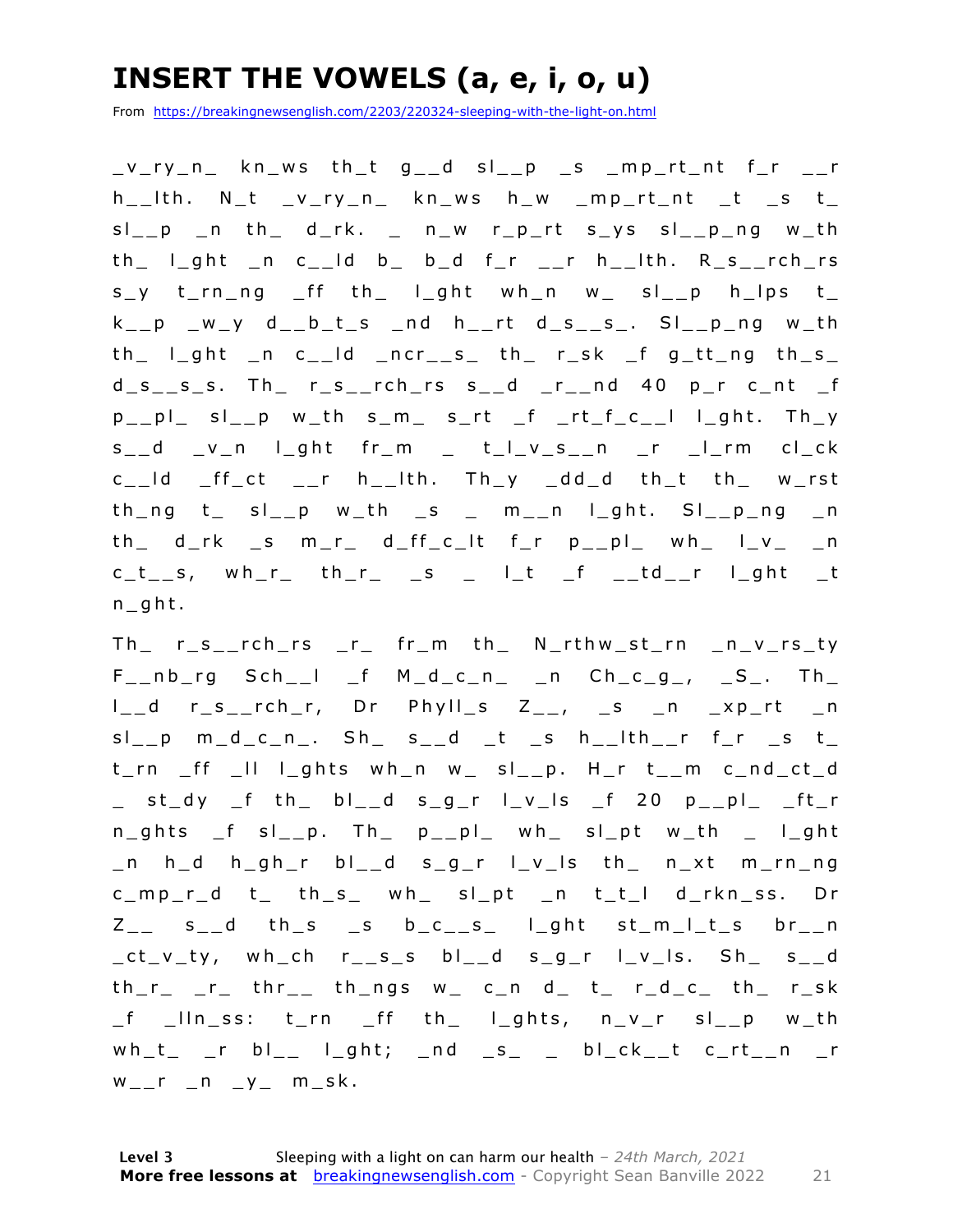# INSERT THE VOWELS (a, e, i, o, u)

From https://breakingnewsenglish.com/2203/220324-sleeping-with-the-light-on.html

_v_ry_n_ kn_ws th_t g__d sl__p _s _mp_rt_nt f_r __r h__lth. N_t _v_ry_n_ kn_ws h_w _mp_rt_nt _t _s t_ sl__p _n th_ d_rk. _ n_w r_p_rt s_ys sl__p_ng w_th th_ l_ght _n c__ld b_ b_d f_r __r h__lth. R_s__rch_rs s_y t_rn_ng _ff th_ l_ght wh_n w_ sl__p h_lps t_ k__p _w_y d__b_t_s _nd h__rt d_s__s_. Sl__p_ng w_th th_ l_ght _n c__ld _ncr__s_ th_ r_sk _f g_tt_ng th_s_ d_s__s_s. Th_ r_s__rch_rs s__d _r__nd 40 p_r c_nt _f p__pl_ sl__p w_th s_m_ s_rt _f _rt_f_c__l l_ght. Th_y s__d _v_n l_ght fr_m _ t_l_v_s__n _r _l_rm cl_ck c__ld _ff_ct __r h__lth. Th_y _dd_d th_t th_ w_rst th_ng t_ sl__p w_th _s _ m__n l_ght. Sl__p_ng _n th_ d_rk _s m_r_ d_ff_c_lt f_r p__pl_ wh_ l_v_ _n c_t__s, wh_r_ th_r_ _s _ l_t _f __td__r l_ght _t n_ght.

Th_ r_s__rch_rs _r_ fr_m th_ N_rthw_st_rn _n_v_rs_ty F__nb_rg Sch__l _f M_d_c_n_ _n Ch_c_g_, _S_. Th_ l__d r_s__rch_r, Dr Phyll_s Z__, _s _n _xp_rt _n sl__p m_d_c_n_. Sh_ s__d _t _s h__lth__r f_r _s t_ t_rn _ff _ll l_ghts wh_n w_ sl__p. H_r t__m c_nd_ct_d _ st_dy _f th_ bl__d s_g_r l_v_ls _f 20 p__pl_ _ft_r n_ghts _f sl__p. Th_ p__pl_ wh_ sl_pt w_th _ l_ght _n h_d h_gh_r bl__d s_g_r l_v_ls th_ n_xt m_rn_ng c_mp_r_d t_ th_s_ wh_ sl_pt _n t_t_l d_rkn_ss. Dr Z__ s__d th_s _s b_c__s_ l_ght st_m_l_t_s br__n _ct_v_ty, wh_ch r__s_s bl__d s_g_r l_v_ls. Sh_ s__d th_r_ _r_ thr__ th_ngs w_ c_n d_ t_ r_d_c_ th_ r_sk _f _lln_ss: t_rn _ff th_ l_ghts, n_v_r sl__p w_th wh_t_ _r bl__ l_ght; _nd _s_ _ bl_ck__t c_rt__n _r w__r _n _y_ m_sk.

**Level 3** Sleeping with a light on can harm our health – *24th March, 2021*
**More free lessons at** breakingnewsenglish.com - Copyright Sean Banville 2022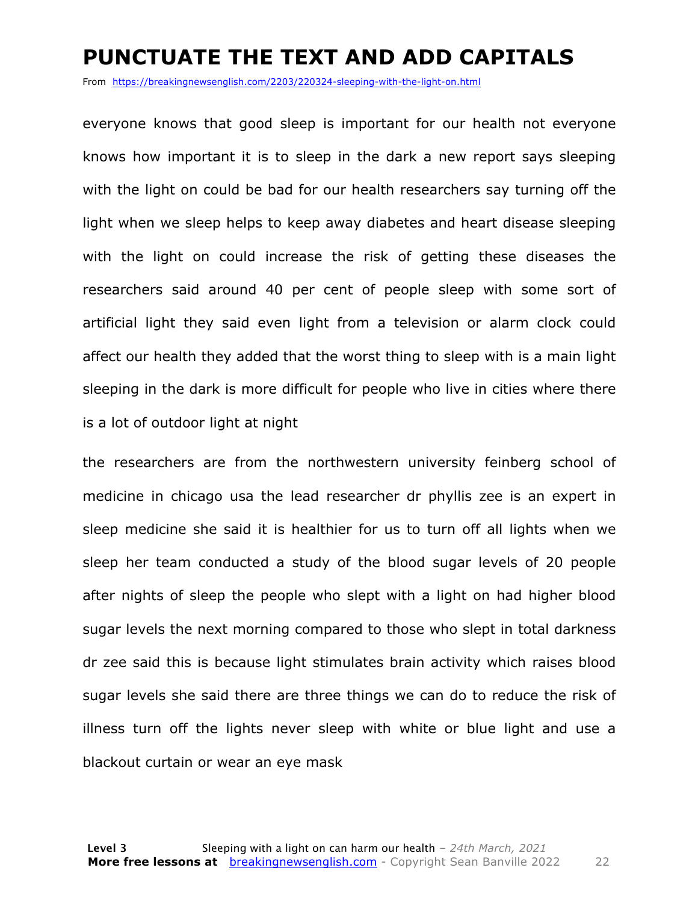# PUNCTUATE THE TEXT AND ADD CAPITALS

From https://breakingnewsenglish.com/2203/220324-sleeping-with-the-light-on.html

everyone knows that good sleep is important for our health not everyone knows how important it is to sleep in the dark a new report says sleeping with the light on could be bad for our health researchers say turning off the light when we sleep helps to keep away diabetes and heart disease sleeping with the light on could increase the risk of getting these diseases the researchers said around 40 per cent of people sleep with some sort of artificial light they said even light from a television or alarm clock could affect our health they added that the worst thing to sleep with is a main light sleeping in the dark is more difficult for people who live in cities where there is a lot of outdoor light at night

the researchers are from the northwestern university feinberg school of medicine in chicago usa the lead researcher dr phyllis zee is an expert in sleep medicine she said it is healthier for us to turn off all lights when we sleep her team conducted a study of the blood sugar levels of 20 people after nights of sleep the people who slept with a light on had higher blood sugar levels the next morning compared to those who slept in total darkness dr zee said this is because light stimulates brain activity which raises blood sugar levels she said there are three things we can do to reduce the risk of illness turn off the lights never sleep with white or blue light and use a blackout curtain or wear an eye mask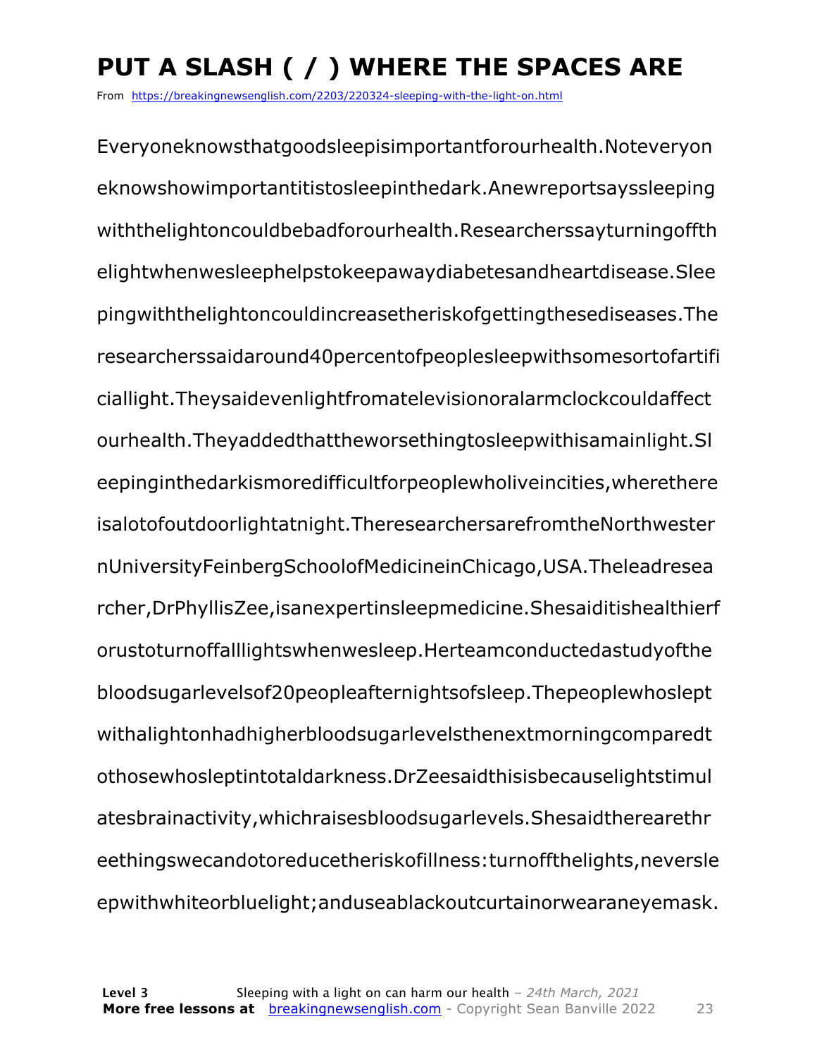# PUT A SLASH ( / ) WHERE THE SPACES ARE

From https://breakingnewsenglish.com/2203/220324-sleeping-with-the-light-on.html

Everyoneknowsthatgoodsleepisimportantforourhealth.Noteveryon eknowshowimportantitistosleepinthedark.Anewreportsayssleeping withthelightoncouldbebadforourhealth.Researcherssayturningoffth elightwhenwesleephelpstokeepawaydiabetesandheartdisease.Slee pingwiththelightoncouldincreasetheriskofgettingthesediseases.The researcherssaidaround40percentofpeoplesleepwithsomesortofartifi ciallight.Theysaidevenlightfromatelevisionoralarmclockcouldaffect ourhealth.Theyaddedthattheworsethingtosleepwithisamainlight.Sl eepinginthedarkismoredifficultforpeoplewholiveincities,wherethere isalotofoutdoorlightatnight.TheresearchersarefromtheNorthwester nUniversityFeinbergSchoolofMedicineinChicago,USA.Theleadresea rcher,DrPhyllisZee,isanexpertinsleepmedicine.Shesaiditishealthierf orustoturnoffalllightswhenwesleep.Herteamconductedastudyofthe bloodsugarlevelsof20peopleafternightsofsleep.Thepeoplewhoslept withalightonhadhigherbloodsugarlevelsthenextmorningcomparedt othosewhosleptintotaldarkness.DrZeesaidthisisbecauselightstimul atesbrainactivity,whichraisesbloodsugarlevels.Shesaidtherearethr eethingswecandotoreducetheriskofillness:turnoffthelights,neversle epwithwhiteorbluelight;anduseablackoutcurtainorwearaneyemask.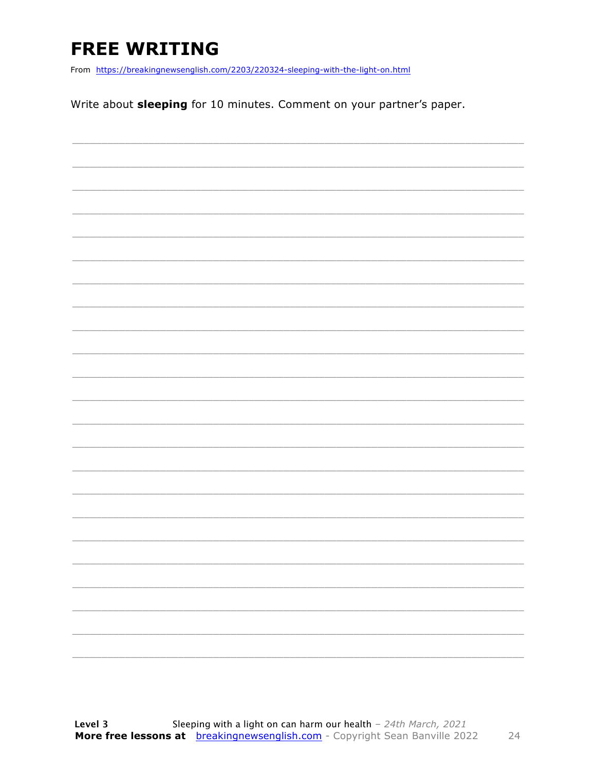# FREE WRITING

From https://breakingnewsenglish.com/2203/220324-sleeping-with-the-light-on.html

Write about **sleeping** for 10 minutes. Comment on your partner's paper.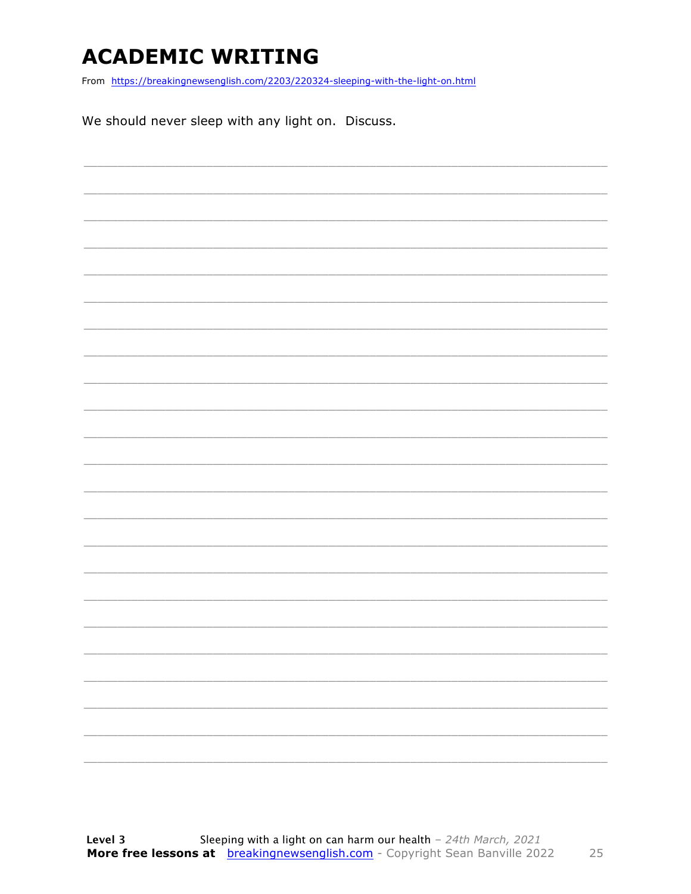# ACADEMIC WRITING

From https://breakingnewsenglish.com/2203/220324-sleeping-with-the-light-on.html

We should never sleep with any light on. Discuss.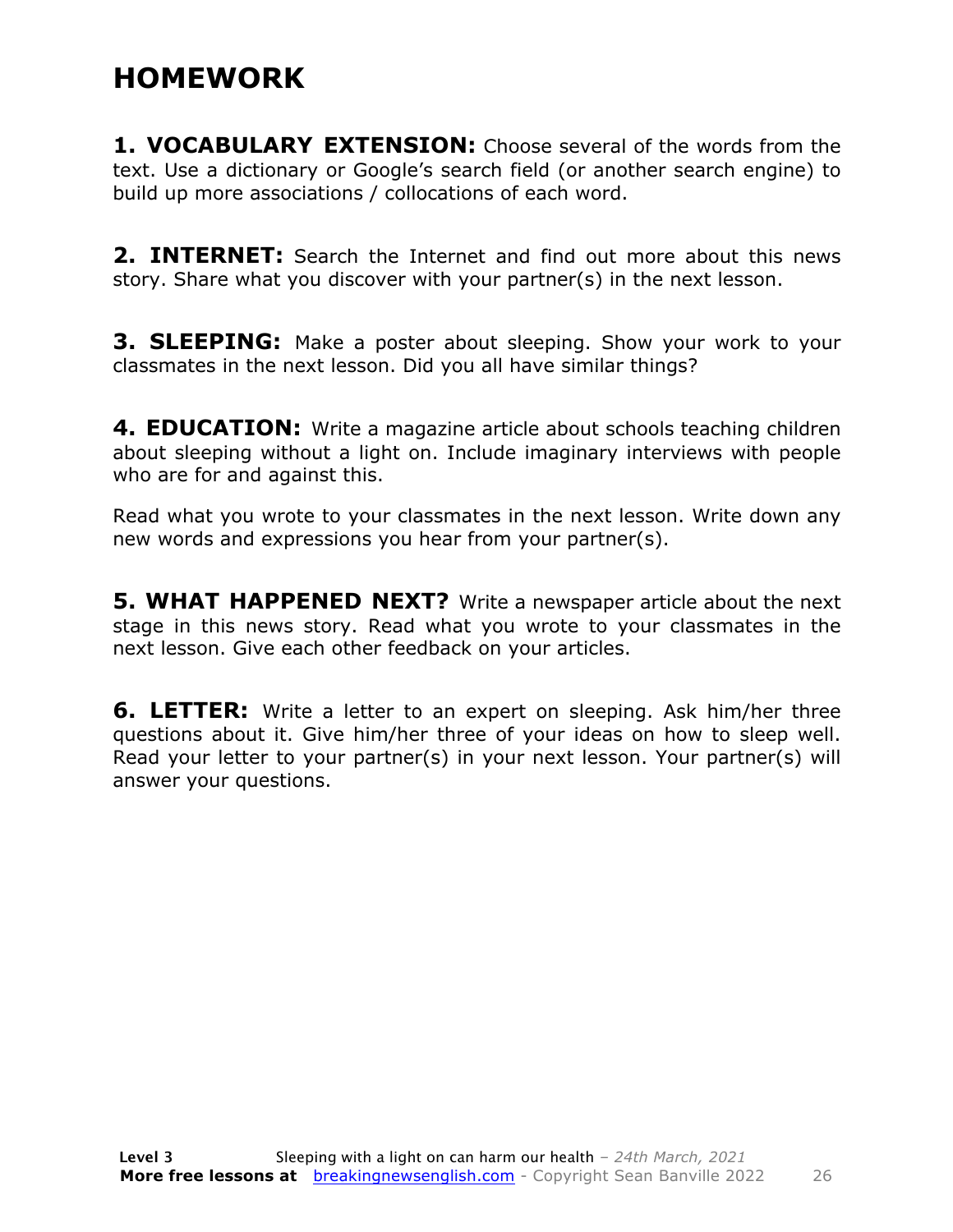# HOMEWORK

**1. VOCABULARY EXTENSION:** Choose several of the words from the text. Use a dictionary or Google's search field (or another search engine) to build up more associations / collocations of each word.

**2. INTERNET:** Search the Internet and find out more about this news story. Share what you discover with your partner(s) in the next lesson.

**3. SLEEPING:** Make a poster about sleeping. Show your work to your classmates in the next lesson. Did you all have similar things?

**4. EDUCATION:** Write a magazine article about schools teaching children about sleeping without a light on. Include imaginary interviews with people who are for and against this.

Read what you wrote to your classmates in the next lesson. Write down any new words and expressions you hear from your partner(s).

**5. WHAT HAPPENED NEXT?** Write a newspaper article about the next stage in this news story. Read what you wrote to your classmates in the next lesson. Give each other feedback on your articles.

**6. LETTER:** Write a letter to an expert on sleeping. Ask him/her three questions about it. Give him/her three of your ideas on how to sleep well. Read your letter to your partner(s) in your next lesson. Your partner(s) will answer your questions.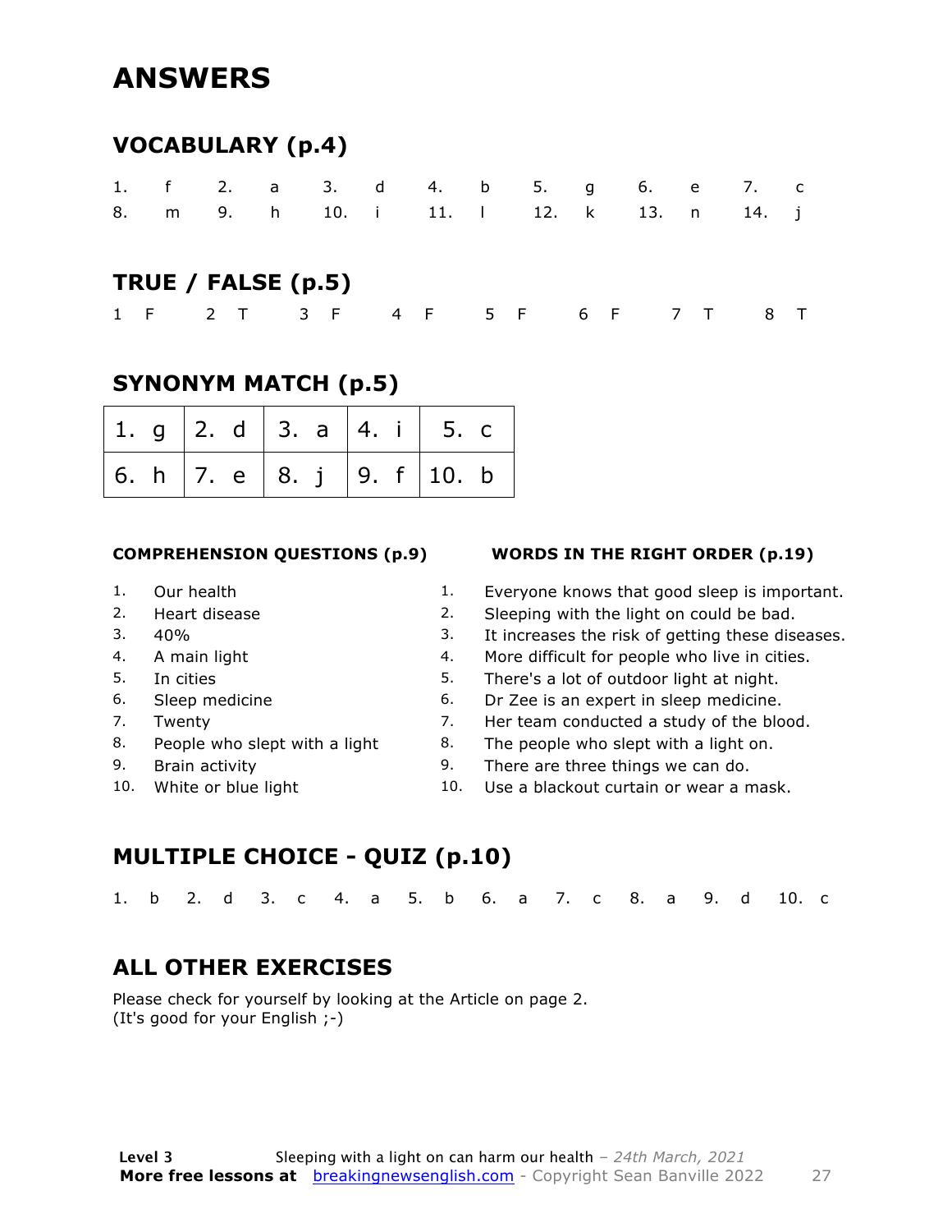# ANSWERS

## VOCABULARY (p.4)

| | | | | | | |
|---|---|---|---|---|---|---|
| 1. f | 2. a | 3. d | 4. b | 5. g | 6. e | 7. c |
| 8. m | 9. h | 10. i | 11. l | 12. k | 13. n | 14. j |

## TRUE / FALSE (p.5)

1 F 2 T 3 F 4 F 5 F 6 F 7 T 8 T

## SYNONYM MATCH (p.5)

| | | | | |
|---|---|---|---|---|
| 1. g | 2. d | 3. a | 4. i | 5. c |
| 6. h | 7. e | 8. j | 9. f | 10. b |

### COMPREHENSION QUESTIONS (p.9)

1. Our health
2. Heart disease
3. 40%
4. A main light
5. In cities
6. Sleep medicine
7. Twenty
8. People who slept with a light
9. Brain activity
10. White or blue light

### WORDS IN THE RIGHT ORDER (p.19)

1. Everyone knows that good sleep is important.
2. Sleeping with the light on could be bad.
3. It increases the risk of getting these diseases.
4. More difficult for people who live in cities.
5. There's a lot of outdoor light at night.
6. Dr Zee is an expert in sleep medicine.
7. Her team conducted a study of the blood.
8. The people who slept with a light on.
9. There are three things we can do.
10. Use a blackout curtain or wear a mask.

## MULTIPLE CHOICE - QUIZ (p.10)

1. b 2. d 3. c 4. a 5. b 6. a 7. c 8. a 9. d 10. c

## ALL OTHER EXERCISES

Please check for yourself by looking at the Article on page 2.
(It's good for your English ;-)